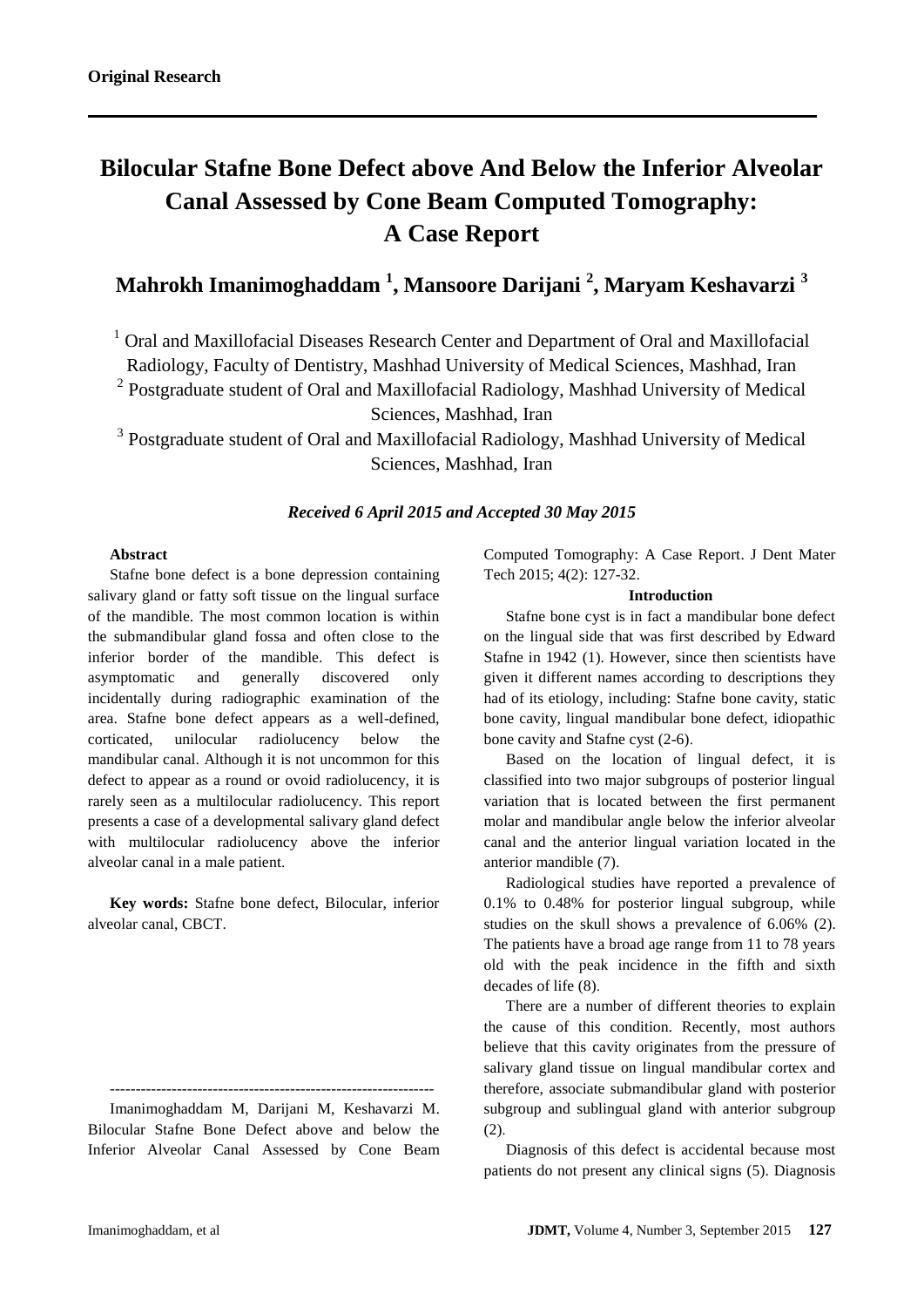**Original Research**

# Bilocular Stafne Bone Defect above And Below the Inferior Alveolar Canal Assessed by Cone Beam Computed Tomography: A Case Report

## Mahrokh Imanimoghaddam [1], Mansoore Darijani [2], Maryam Keshavarzi [3]

[1] Oral and Maxillofacial Diseases Research Center and Department of Oral and Maxillofacial Radiology, Faculty of Dentistry, Mashhad University of Medical Sciences, Mashhad, Iran

[2] Postgraduate student of Oral and Maxillofacial Radiology, Mashhad University of Medical Sciences, Mashhad, Iran

[3] Postgraduate student of Oral and Maxillofacial Radiology, Mashhad University of Medical Sciences, Mashhad, Iran

***Received 6 April 2015 and Accepted 30 May 2015***

### Abstract

Stafne bone defect is a bone depression containing salivary gland or fatty soft tissue on the lingual surface of the mandible. The most common location is within the submandibular gland fossa and often close to the inferior border of the mandible. This defect is asymptomatic and generally discovered only incidentally during radiographic examination of the area. Stafne bone defect appears as a well-defined, corticated, unilocular radiolucency below the mandibular canal. Although it is not uncommon for this defect to appear as a round or ovoid radiolucency, it is rarely seen as a multilocular radiolucency. This report presents a case of a developmental salivary gland defect with multilocular radiolucency above the inferior alveolar canal in a male patient.

**Key words:** Stafne bone defect, Bilocular, inferior alveolar canal, CBCT.

---------------------------------------------------------------

Imanimoghaddam M, Darijani M, Keshavarzi M. Bilocular Stafne Bone Defect above and below the Inferior Alveolar Canal Assessed by Cone Beam Computed Tomography: A Case Report. J Dent Mater Tech 2015; 4(2): 127-32.

### Introduction

Stafne bone cyst is in fact a mandibular bone defect on the lingual side that was first described by Edward Stafne in 1942 (1). However, since then scientists have given it different names according to descriptions they had of its etiology, including: Stafne bone cavity, static bone cavity, lingual mandibular bone defect, idiopathic bone cavity and Stafne cyst (2-6).

Based on the location of lingual defect, it is classified into two major subgroups of posterior lingual variation that is located between the first permanent molar and mandibular angle below the inferior alveolar canal and the anterior lingual variation located in the anterior mandible (7).

Radiological studies have reported a prevalence of 0.1% to 0.48% for posterior lingual subgroup, while studies on the skull shows a prevalence of 6.06% (2). The patients have a broad age range from 11 to 78 years old with the peak incidence in the fifth and sixth decades of life (8).

There are a number of different theories to explain the cause of this condition. Recently, most authors believe that this cavity originates from the pressure of salivary gland tissue on lingual mandibular cortex and therefore, associate submandibular gland with posterior subgroup and sublingual gland with anterior subgroup (2).

Diagnosis of this defect is accidental because most patients do not present any clinical signs (5). Diagnosis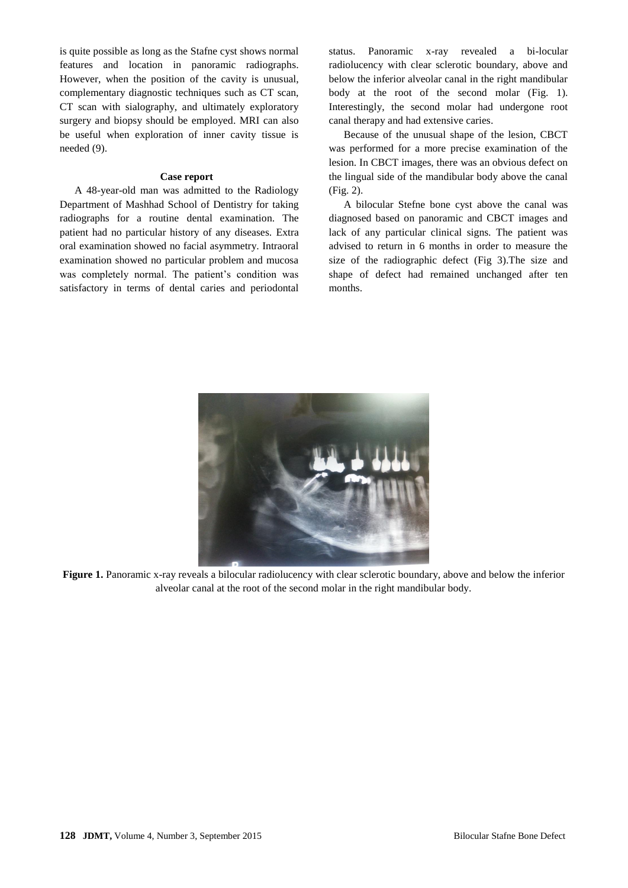is quite possible as long as the Stafne cyst shows normal features and location in panoramic radiographs. However, when the position of the cavity is unusual, complementary diagnostic techniques such as CT scan, CT scan with sialography, and ultimately exploratory surgery and biopsy should be employed. MRI can also be useful when exploration of inner cavity tissue is needed (9).

## Case report

A 48-year-old man was admitted to the Radiology Department of Mashhad School of Dentistry for taking radiographs for a routine dental examination. The patient had no particular history of any diseases. Extra oral examination showed no facial asymmetry. Intraoral examination showed no particular problem and mucosa was completely normal. The patient's condition was satisfactory in terms of dental caries and periodontal status. Panoramic x-ray revealed a bi-locular radiolucency with clear sclerotic boundary, above and below the inferior alveolar canal in the right mandibular body at the root of the second molar (Fig. 1). Interestingly, the second molar had undergone root canal therapy and had extensive caries.

Because of the unusual shape of the lesion, CBCT was performed for a more precise examination of the lesion. In CBCT images, there was an obvious defect on the lingual side of the mandibular body above the canal (Fig. 2).

A bilocular Stefne bone cyst above the canal was diagnosed based on panoramic and CBCT images and lack of any particular clinical signs. The patient was advised to return in 6 months in order to measure the size of the radiographic defect (Fig 3).The size and shape of defect had remained unchanged after ten months.

**Figure 1.** Panoramic x-ray reveals a bilocular radiolucency with clear sclerotic boundary, above and below the inferior alveolar canal at the root of the second molar in the right mandibular body.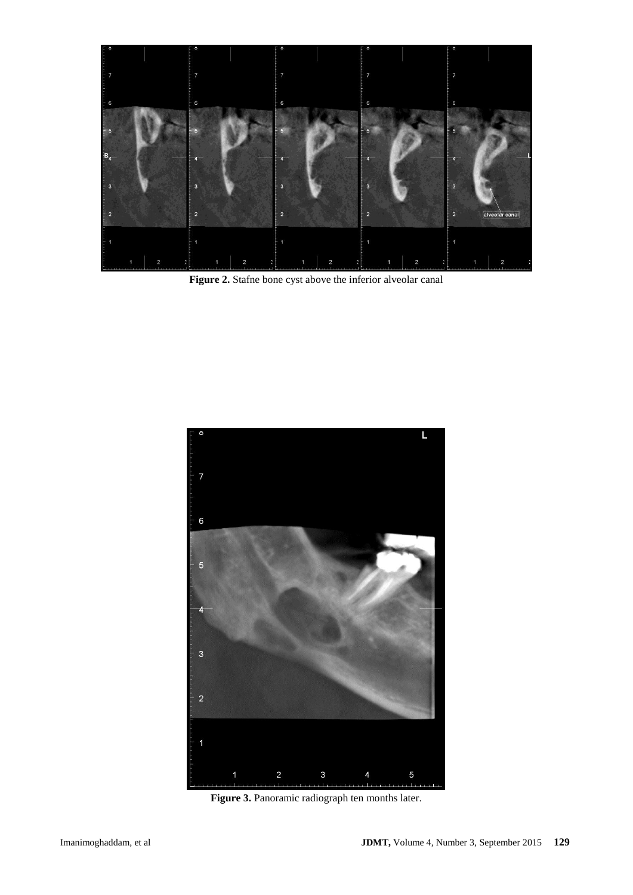**Figure 2.** Stafne bone cyst above the inferior alveolar canal

**Figure 3.** Panoramic radiograph ten months later.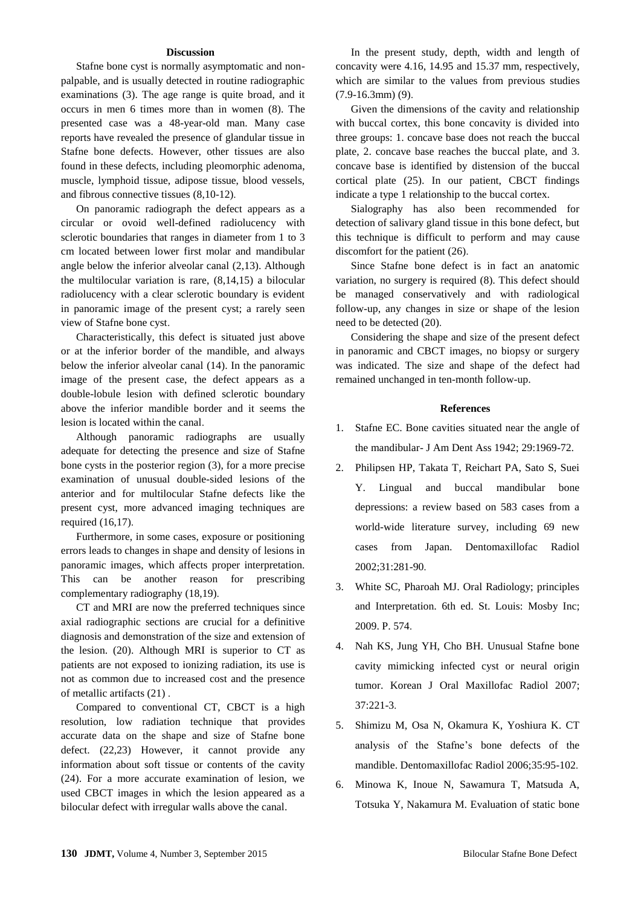## Discussion

Stafne bone cyst is normally asymptomatic and non-palpable, and is usually detected in routine radiographic examinations (3). The age range is quite broad, and it occurs in men 6 times more than in women (8). The presented case was a 48-year-old man. Many case reports have revealed the presence of glandular tissue in Stafne bone defects. However, other tissues are also found in these defects, including pleomorphic adenoma, muscle, lymphoid tissue, adipose tissue, blood vessels, and fibrous connective tissues (8,10-12).

On panoramic radiograph the defect appears as a circular or ovoid well-defined radiolucency with sclerotic boundaries that ranges in diameter from 1 to 3 cm located between lower first molar and mandibular angle below the inferior alveolar canal (2,13). Although the multilocular variation is rare, (8,14,15) a bilocular radiolucency with a clear sclerotic boundary is evident in panoramic image of the present cyst; a rarely seen view of Stafne bone cyst.

Characteristically, this defect is situated just above or at the inferior border of the mandible, and always below the inferior alveolar canal (14). In the panoramic image of the present case, the defect appears as a double-lobule lesion with defined sclerotic boundary above the inferior mandible border and it seems the lesion is located within the canal.

Although panoramic radiographs are usually adequate for detecting the presence and size of Stafne bone cysts in the posterior region (3), for a more precise examination of unusual double-sided lesions of the anterior and for multilocular Stafne defects like the present cyst, more advanced imaging techniques are required (16,17).

Furthermore, in some cases, exposure or positioning errors leads to changes in shape and density of lesions in panoramic images, which affects proper interpretation. This can be another reason for prescribing complementary radiography (18,19).

CT and MRI are now the preferred techniques since axial radiographic sections are crucial for a definitive diagnosis and demonstration of the size and extension of the lesion. (20). Although MRI is superior to CT as patients are not exposed to ionizing radiation, its use is not as common due to increased cost and the presence of metallic artifacts (21) .

Compared to conventional CT, CBCT is a high resolution, low radiation technique that provides accurate data on the shape and size of Stafne bone defect. (22,23) However, it cannot provide any information about soft tissue or contents of the cavity (24). For a more accurate examination of lesion, we used CBCT images in which the lesion appeared as a bilocular defect with irregular walls above the canal.

In the present study, depth, width and length of concavity were 4.16, 14.95 and 15.37 mm, respectively, which are similar to the values from previous studies (7.9-16.3mm) (9).

Given the dimensions of the cavity and relationship with buccal cortex, this bone concavity is divided into three groups: 1. concave base does not reach the buccal plate, 2. concave base reaches the buccal plate, and 3. concave base is identified by distension of the buccal cortical plate (25). In our patient, CBCT findings indicate a type 1 relationship to the buccal cortex.

Sialography has also been recommended for detection of salivary gland tissue in this bone defect, but this technique is difficult to perform and may cause discomfort for the patient (26).

Since Stafne bone defect is in fact an anatomic variation, no surgery is required (8). This defect should be managed conservatively and with radiological follow-up, any changes in size or shape of the lesion need to be detected (20).

Considering the shape and size of the present defect in panoramic and CBCT images, no biopsy or surgery was indicated. The size and shape of the defect had remained unchanged in ten-month follow-up.

## References

1. Stafne EC. Bone cavities situated near the angle of the mandibular- J Am Dent Ass 1942; 29:1969-72.
2. Philipsen HP, Takata T, Reichart PA, Sato S, Suei Y. Lingual and buccal mandibular bone depressions: a review based on 583 cases from a world-wide literature survey, including 69 new cases from Japan. Dentomaxillofac Radiol 2002;31:281-90.
3. White SC, Pharoah MJ. Oral Radiology; principles and Interpretation. 6th ed. St. Louis: Mosby Inc; 2009. P. 574.
4. Nah KS, Jung YH, Cho BH. Unusual Stafne bone cavity mimicking infected cyst or neural origin tumor. Korean J Oral Maxillofac Radiol 2007; 37:221-3.
5. Shimizu M, Osa N, Okamura K, Yoshiura K. CT analysis of the Stafne's bone defects of the mandible. Dentomaxillofac Radiol 2006;35:95-102.
6. Minowa K, Inoue N, Sawamura T, Matsuda A, Totsuka Y, Nakamura M. Evaluation of static bone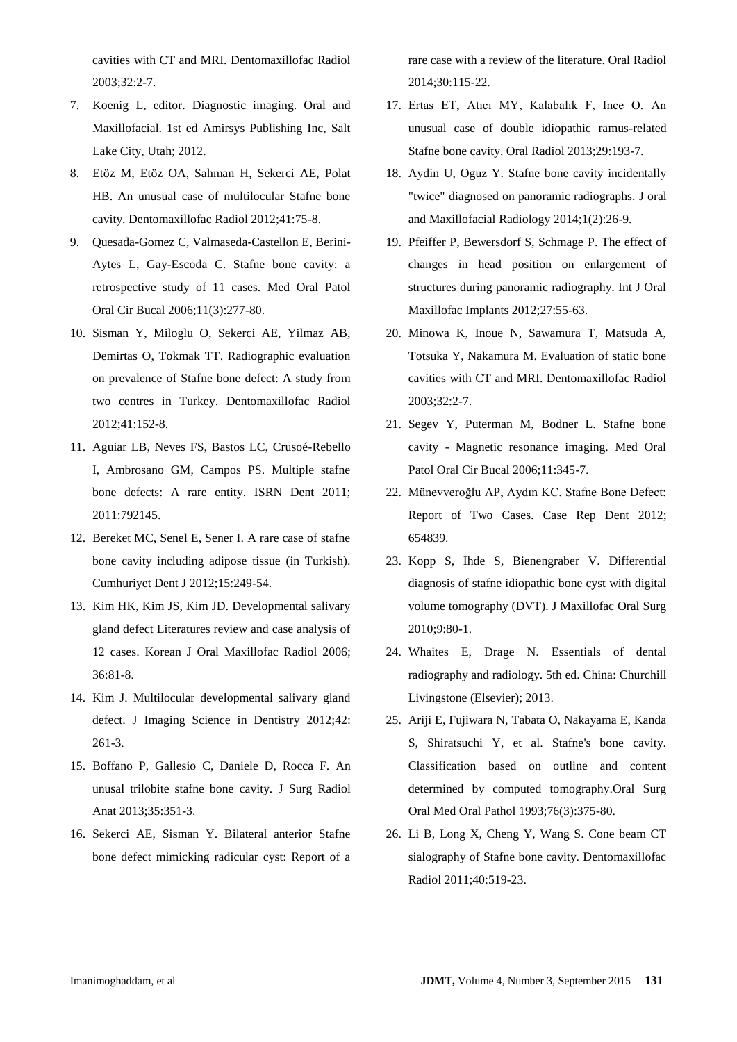cavities with CT and MRI. Dentomaxillofac Radiol 2003;32:2-7.

7. Koenig L, editor. Diagnostic imaging. Oral and Maxillofacial. 1st ed Amirsys Publishing Inc, Salt Lake City, Utah; 2012.
8. Etöz M, Etöz OA, Sahman H, Sekerci AE, Polat HB. An unusual case of multilocular Stafne bone cavity. Dentomaxillofac Radiol 2012;41:75-8.
9. Quesada-Gomez C, Valmaseda-Castellon E, Berini-Aytes L, Gay-Escoda C. Stafne bone cavity: a retrospective study of 11 cases. Med Oral Patol Oral Cir Bucal 2006;11(3):277-80.
10. Sisman Y, Miloglu O, Sekerci AE, Yilmaz AB, Demirtas O, Tokmak TT. Radiographic evaluation on prevalence of Stafne bone defect: A study from two centres in Turkey. Dentomaxillofac Radiol 2012;41:152-8.
11. Aguiar LB, Neves FS, Bastos LC, Crusoé-Rebello I, Ambrosano GM, Campos PS. Multiple stafne bone defects: A rare entity. ISRN Dent 2011; 2011:792145.
12. Bereket MC, Senel E, Sener I. A rare case of stafne bone cavity including adipose tissue (in Turkish). Cumhuriyet Dent J 2012;15:249-54.
13. Kim HK, Kim JS, Kim JD. Developmental salivary gland defect Literatures review and case analysis of 12 cases. Korean J Oral Maxillofac Radiol 2006; 36:81-8.
14. Kim J. Multilocular developmental salivary gland defect. J Imaging Science in Dentistry 2012;42: 261-3.
15. Boffano P, Gallesio C, Daniele D, Rocca F. An unusal trilobite stafne bone cavity. J Surg Radiol Anat 2013;35:351-3.
16. Sekerci AE, Sisman Y. Bilateral anterior Stafne bone defect mimicking radicular cyst: Report of a rare case with a review of the literature. Oral Radiol 2014;30:115-22.
17. Ertas ET, Atıcı MY, Kalabalık F, Ince O. An unusual case of double idiopathic ramus-related Stafne bone cavity. Oral Radiol 2013;29:193-7.
18. Aydin U, Oguz Y. Stafne bone cavity incidentally "twice" diagnosed on panoramic radiographs. J oral and Maxillofacial Radiology 2014;1(2):26-9.
19. Pfeiffer P, Bewersdorf S, Schmage P. The effect of changes in head position on enlargement of structures during panoramic radiography. Int J Oral Maxillofac Implants 2012;27:55-63.
20. Minowa K, Inoue N, Sawamura T, Matsuda A, Totsuka Y, Nakamura M. Evaluation of static bone cavities with CT and MRI. Dentomaxillofac Radiol 2003;32:2-7.
21. Segev Y, Puterman M, Bodner L. Stafne bone cavity - Magnetic resonance imaging. Med Oral Patol Oral Cir Bucal 2006;11:345-7.
22. Münevveroğlu AP, Aydın KC. Stafne Bone Defect: Report of Two Cases. Case Rep Dent 2012; 654839.
23. Kopp S, Ihde S, Bienengraber V. Differential diagnosis of stafne idiopathic bone cyst with digital volume tomography (DVT). J Maxillofac Oral Surg 2010;9:80-1.
24. Whaites E, Drage N. Essentials of dental radiography and radiology. 5th ed. China: Churchill Livingstone (Elsevier); 2013.
25. Ariji E, Fujiwara N, Tabata O, Nakayama E, Kanda S, Shiratsuchi Y, et al. Stafne's bone cavity. Classification based on outline and content determined by computed tomography.Oral Surg Oral Med Oral Pathol 1993;76(3):375-80.
26. Li B, Long X, Cheng Y, Wang S. Cone beam CT sialography of Stafne bone cavity. Dentomaxillofac Radiol 2011;40:519-23.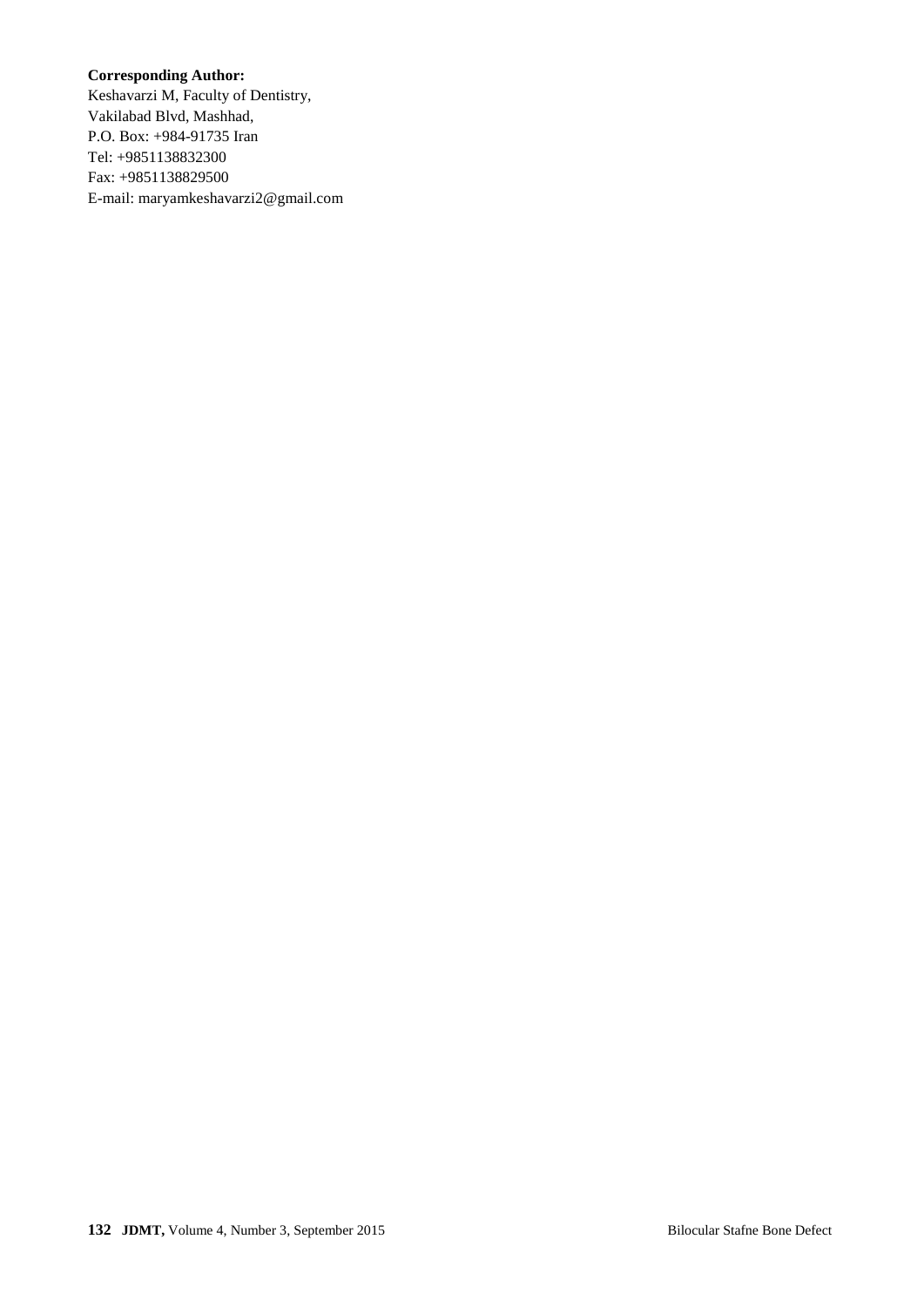**Corresponding Author:**
Keshavarzi M, Faculty of Dentistry,
Vakilabad Blvd, Mashhad,
P.O. Box: +984-91735 Iran
Tel: +9851138832300
Fax: +9851138829500
E-mail: maryamkeshavarzi2@gmail.com